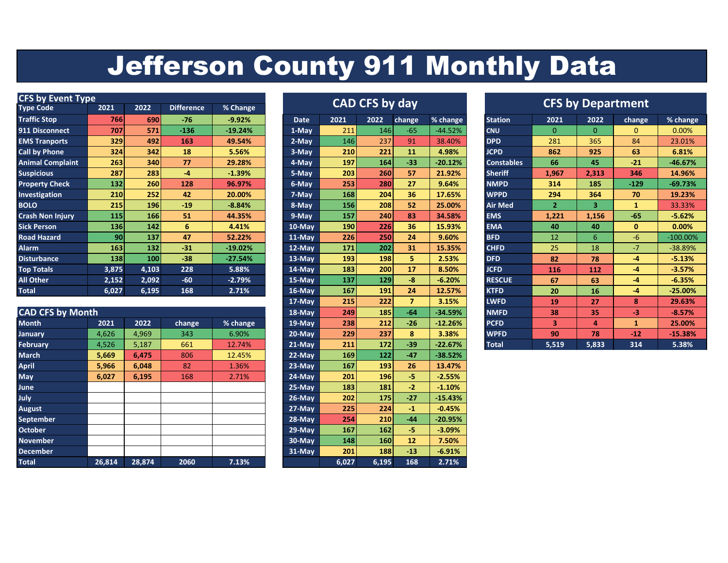# Jefferson County 911 Monthly Data

## CFS by Event Type

| Type Code | 2021 | 2022 | Difference | % Change |
|---|---|---|---|---|
| Traffic Stop | 766 | 690 | -76 | -9.92% |
| 911 Disconnect | 707 | 571 | -136 | -19.24% |
| EMS Tranports | 329 | 492 | 163 | 49.54% |
| Call by Phone | 324 | 342 | 18 | 5.56% |
| Animal Complaint | 263 | 340 | 77 | 29.28% |
| Suspicious | 287 | 283 | -4 | -1.39% |
| Property Check | 132 | 260 | 128 | 96.97% |
| Investigation | 210 | 252 | 42 | 20.00% |
| BOLO | 215 | 196 | -19 | -8.84% |
| Crash Non Injury | 115 | 166 | 51 | 44.35% |
| Sick Person | 136 | 142 | 6 | 4.41% |
| Road Hazard | 90 | 137 | 47 | 52.22% |
| Alarm | 163 | 132 | -31 | -19.02% |
| Disturbance | 138 | 100 | -38 | -27.54% |
| Top Totals | 3,875 | 4,103 | 228 | 5.88% |
| All Other | 2,152 | 2,092 | -60 | -2.79% |
| Total | 6,027 | 6,195 | 168 | 2.71% |

## CAD CFS by Month

| Month | 2021 | 2022 | change | % change |
|---|---|---|---|---|
| January | 4,626 | 4,969 | 343 | 6.90% |
| February | 4,526 | 5,187 | 661 | 12.74% |
| March | 5,669 | 6,475 | 806 | 12.45% |
| April | 5,966 | 6,048 | 82 | 1.36% |
| May | 6,027 | 6,195 | 168 | 2.71% |
| June | | | | |
| July | | | | |
| August | | | | |
| September | | | | |
| October | | | | |
| November | | | | |
| December | | | | |
| Total | 26,814 | 28,874 | 2060 | 7.13% |

## CAD CFS by day

| Date | 2021 | 2022 | change | % change |
|---|---|---|---|---|
| 1-May | 211 | 146 | -65 | -44.52% |
| 2-May | 146 | 237 | 91 | 38.40% |
| 3-May | 210 | 221 | 11 | 4.98% |
| 4-May | 197 | 164 | -33 | -20.12% |
| 5-May | 203 | 260 | 57 | 21.92% |
| 6-May | 253 | 280 | 27 | 9.64% |
| 7-May | 168 | 204 | 36 | 17.65% |
| 8-May | 156 | 208 | 52 | 25.00% |
| 9-May | 157 | 240 | 83 | 34.58% |
| 10-May | 190 | 226 | 36 | 15.93% |
| 11-May | 226 | 250 | 24 | 9.60% |
| 12-May | 171 | 202 | 31 | 15.35% |
| 13-May | 193 | 198 | 5 | 2.53% |
| 14-May | 183 | 200 | 17 | 8.50% |
| 15-May | 137 | 129 | -8 | -6.20% |
| 16-May | 167 | 191 | 24 | 12.57% |
| 17-May | 215 | 222 | 7 | 3.15% |
| 18-May | 249 | 185 | -64 | -34.59% |
| 19-May | 238 | 212 | -26 | -12.26% |
| 20-May | 229 | 237 | 8 | 3.38% |
| 21-May | 211 | 172 | -39 | -22.67% |
| 22-May | 169 | 122 | -47 | -38.52% |
| 23-May | 167 | 193 | 26 | 13.47% |
| 24-May | 201 | 196 | -5 | -2.55% |
| 25-May | 183 | 181 | -2 | -1.10% |
| 26-May | 202 | 175 | -27 | -15.43% |
| 27-May | 225 | 224 | -1 | -0.45% |
| 28-May | 254 | 210 | -44 | -20.95% |
| 29-May | 167 | 162 | -5 | -3.09% |
| 30-May | 148 | 160 | 12 | 7.50% |
| 31-May | 201 | 188 | -13 | -6.91% |
| | 6,027 | 6,195 | 168 | 2.71% |

## CFS by Department

| Station | 2021 | 2022 | change | % change |
|---|---|---|---|---|
| CNU | 0 | 0 | 0 | 0.00% |
| DPD | 281 | 365 | 84 | 23.01% |
| JCPD | 862 | 925 | 63 | 6.81% |
| Constables | 66 | 45 | -21 | -46.67% |
| Sheriff | 1,967 | 2,313 | 346 | 14.96% |
| NMPD | 314 | 185 | -129 | -69.73% |
| WPPD | 294 | 364 | 70 | 19.23% |
| Air Med | 2 | 3 | 1 | 33.33% |
| EMS | 1,221 | 1,156 | -65 | -5.62% |
| EMA | 40 | 40 | 0 | 0.00% |
| BFD | 12 | 6 | -6 | -100.00% |
| CHFD | 25 | 18 | -7 | -38.89% |
| DFD | 82 | 78 | -4 | -5.13% |
| JCFD | 116 | 112 | -4 | -3.57% |
| RESCUE | 67 | 63 | -4 | -6.35% |
| KTFD | 20 | 16 | -4 | -25.00% |
| LWFD | 19 | 27 | 8 | 29.63% |
| NMFD | 38 | 35 | -3 | -8.57% |
| PCFD | 3 | 4 | 1 | 25.00% |
| WPFD | 90 | 78 | -12 | -15.38% |
| Total | 5,519 | 5,833 | 314 | 5.38% |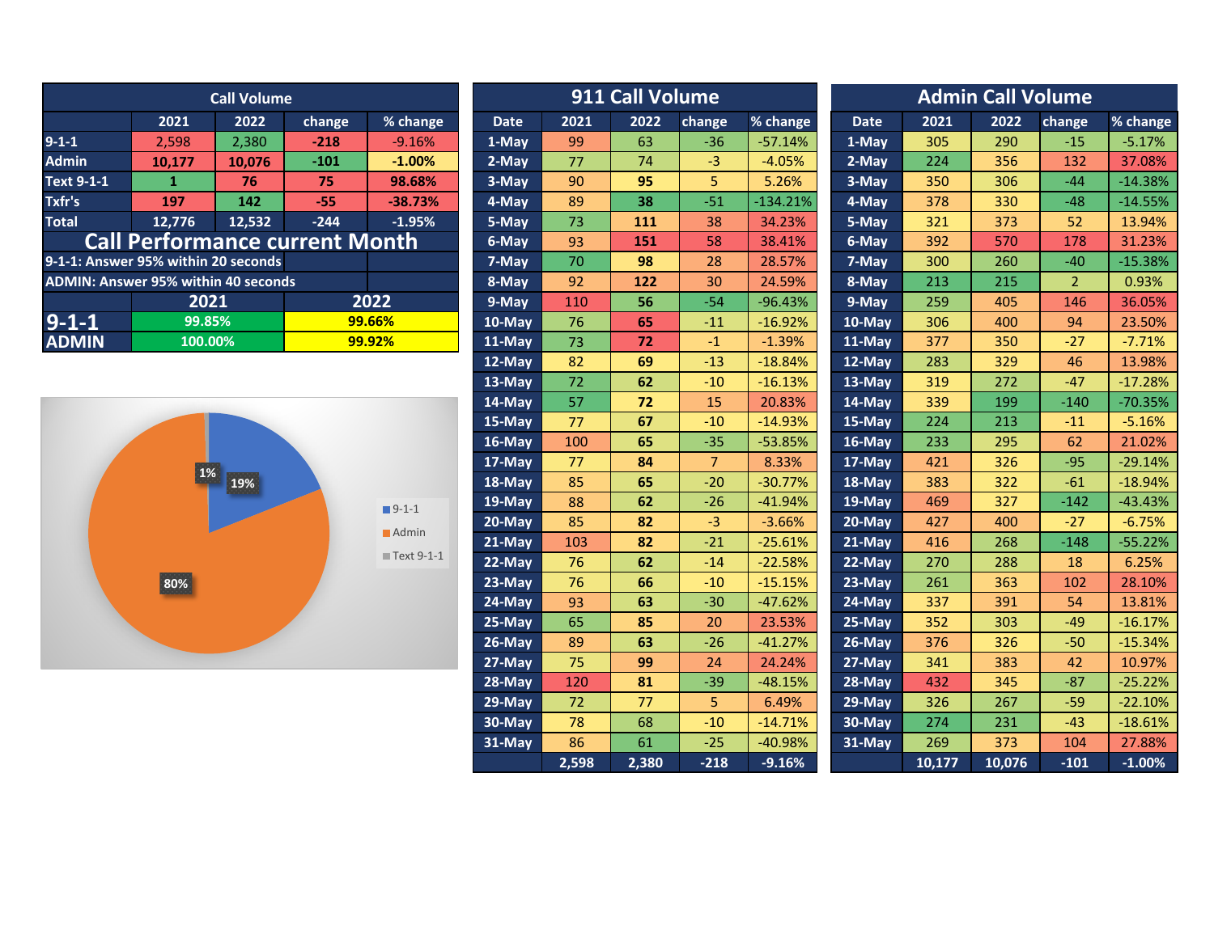## Call Volume

| | 2021 | 2022 | change | % change |
|---|---|---|---|---|
| 9-1-1 | 2,598 | 2,380 | -218 | -9.16% |
| Admin | 10,177 | 10,076 | -101 | -1.00% |
| Text 9-1-1 | 1 | 76 | 75 | 98.68% |
| Txfr's | 197 | 142 | -55 | -38.73% |
| Total | 12,776 | 12,532 | -244 | -1.95% |

## Call Performance current Month

9-1-1: Answer 95% within 20 seconds

ADMIN: Answer 95% within 40 seconds

| | 2021 | 2022 |
|---|---|---|
| 9-1-1 | 99.85% | 99.66% |
| ADMIN | 100.00% | 99.92% |

- 9-1-1: 19%
- Admin: 80%
- Text 9-1-1: 1%

## 911 Call Volume

| Date | 2021 | 2022 | change | % change |
|---|---|---|---|---|
| 1-May | 99 | 63 | -36 | -57.14% |
| 2-May | 77 | 74 | -3 | -4.05% |
| 3-May | 90 | 95 | 5 | 5.26% |
| 4-May | 89 | 38 | -51 | -134.21% |
| 5-May | 73 | 111 | 38 | 34.23% |
| 6-May | 93 | 151 | 58 | 38.41% |
| 7-May | 70 | 98 | 28 | 28.57% |
| 8-May | 92 | 122 | 30 | 24.59% |
| 9-May | 110 | 56 | -54 | -96.43% |
| 10-May | 76 | 65 | -11 | -16.92% |
| 11-May | 73 | 72 | -1 | -1.39% |
| 12-May | 82 | 69 | -13 | -18.84% |
| 13-May | 72 | 62 | -10 | -16.13% |
| 14-May | 57 | 72 | 15 | 20.83% |
| 15-May | 77 | 67 | -10 | -14.93% |
| 16-May | 100 | 65 | -35 | -53.85% |
| 17-May | 77 | 84 | 7 | 8.33% |
| 18-May | 85 | 65 | -20 | -30.77% |
| 19-May | 88 | 62 | -26 | -41.94% |
| 20-May | 85 | 82 | -3 | -3.66% |
| 21-May | 103 | 82 | -21 | -25.61% |
| 22-May | 76 | 62 | -14 | -22.58% |
| 23-May | 76 | 66 | -10 | -15.15% |
| 24-May | 93 | 63 | -30 | -47.62% |
| 25-May | 65 | 85 | 20 | 23.53% |
| 26-May | 89 | 63 | -26 | -41.27% |
| 27-May | 75 | 99 | 24 | 24.24% |
| 28-May | 120 | 81 | -39 | -48.15% |
| 29-May | 72 | 77 | 5 | 6.49% |
| 30-May | 78 | 68 | -10 | -14.71% |
| 31-May | 86 | 61 | -25 | -40.98% |
| | 2,598 | 2,380 | -218 | -9.16% |

## Admin Call Volume

| Date | 2021 | 2022 | change | % change |
|---|---|---|---|---|
| 1-May | 305 | 290 | -15 | -5.17% |
| 2-May | 224 | 356 | 132 | 37.08% |
| 3-May | 350 | 306 | -44 | -14.38% |
| 4-May | 378 | 330 | -48 | -14.55% |
| 5-May | 321 | 373 | 52 | 13.94% |
| 6-May | 392 | 570 | 178 | 31.23% |
| 7-May | 300 | 260 | -40 | -15.38% |
| 8-May | 213 | 215 | 2 | 0.93% |
| 9-May | 259 | 405 | 146 | 36.05% |
| 10-May | 306 | 400 | 94 | 23.50% |
| 11-May | 377 | 350 | -27 | -7.71% |
| 12-May | 283 | 329 | 46 | 13.98% |
| 13-May | 319 | 272 | -47 | -17.28% |
| 14-May | 339 | 199 | -140 | -70.35% |
| 15-May | 224 | 213 | -11 | -5.16% |
| 16-May | 233 | 295 | 62 | 21.02% |
| 17-May | 421 | 326 | -95 | -29.14% |
| 18-May | 383 | 322 | -61 | -18.94% |
| 19-May | 469 | 327 | -142 | -43.43% |
| 20-May | 427 | 400 | -27 | -6.75% |
| 21-May | 416 | 268 | -148 | -55.22% |
| 22-May | 270 | 288 | 18 | 6.25% |
| 23-May | 261 | 363 | 102 | 28.10% |
| 24-May | 337 | 391 | 54 | 13.81% |
| 25-May | 352 | 303 | -49 | -16.17% |
| 26-May | 376 | 326 | -50 | -15.34% |
| 27-May | 341 | 383 | 42 | 10.97% |
| 28-May | 432 | 345 | -87 | -25.22% |
| 29-May | 326 | 267 | -59 | -22.10% |
| 30-May | 274 | 231 | -43 | -18.61% |
| 31-May | 269 | 373 | 104 | 27.88% |
| | 10,177 | 10,076 | -101 | -1.00% |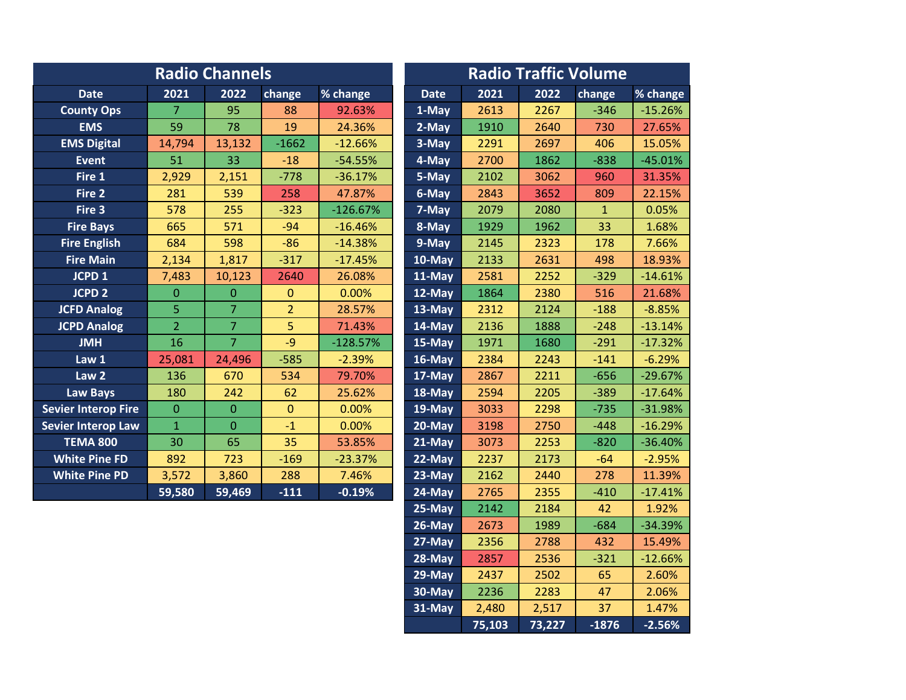## Radio Channels

| Date | 2021 | 2022 | change | % change |
|---|---|---|---|---|
| County Ops | 7 | 95 | 88 | 92.63% |
| EMS | 59 | 78 | 19 | 24.36% |
| EMS Digital | 14,794 | 13,132 | -1662 | -12.66% |
| Event | 51 | 33 | -18 | -54.55% |
| Fire 1 | 2,929 | 2,151 | -778 | -36.17% |
| Fire 2 | 281 | 539 | 258 | 47.87% |
| Fire 3 | 578 | 255 | -323 | -126.67% |
| Fire Bays | 665 | 571 | -94 | -16.46% |
| Fire English | 684 | 598 | -86 | -14.38% |
| Fire Main | 2,134 | 1,817 | -317 | -17.45% |
| JCPD 1 | 7,483 | 10,123 | 2640 | 26.08% |
| JCPD 2 | 0 | 0 | 0 | 0.00% |
| JCFD Analog | 5 | 7 | 2 | 28.57% |
| JCPD Analog | 2 | 7 | 5 | 71.43% |
| JMH | 16 | 7 | -9 | -128.57% |
| Law 1 | 25,081 | 24,496 | -585 | -2.39% |
| Law 2 | 136 | 670 | 534 | 79.70% |
| Law Bays | 180 | 242 | 62 | 25.62% |
| Sevier Interop Fire | 0 | 0 | 0 | 0.00% |
| Sevier Interop Law | 1 | 0 | -1 | 0.00% |
| TEMA 800 | 30 | 65 | 35 | 53.85% |
| White Pine FD | 892 | 723 | -169 | -23.37% |
| White Pine PD | 3,572 | 3,860 | 288 | 7.46% |
| | 59,580 | 59,469 | -111 | -0.19% |

## Radio Traffic Volume

| Date | 2021 | 2022 | change | % change |
|---|---|---|---|---|
| 1-May | 2613 | 2267 | -346 | -15.26% |
| 2-May | 1910 | 2640 | 730 | 27.65% |
| 3-May | 2291 | 2697 | 406 | 15.05% |
| 4-May | 2700 | 1862 | -838 | -45.01% |
| 5-May | 2102 | 3062 | 960 | 31.35% |
| 6-May | 2843 | 3652 | 809 | 22.15% |
| 7-May | 2079 | 2080 | 1 | 0.05% |
| 8-May | 1929 | 1962 | 33 | 1.68% |
| 9-May | 2145 | 2323 | 178 | 7.66% |
| 10-May | 2133 | 2631 | 498 | 18.93% |
| 11-May | 2581 | 2252 | -329 | -14.61% |
| 12-May | 1864 | 2380 | 516 | 21.68% |
| 13-May | 2312 | 2124 | -188 | -8.85% |
| 14-May | 2136 | 1888 | -248 | -13.14% |
| 15-May | 1971 | 1680 | -291 | -17.32% |
| 16-May | 2384 | 2243 | -141 | -6.29% |
| 17-May | 2867 | 2211 | -656 | -29.67% |
| 18-May | 2594 | 2205 | -389 | -17.64% |
| 19-May | 3033 | 2298 | -735 | -31.98% |
| 20-May | 3198 | 2750 | -448 | -16.29% |
| 21-May | 3073 | 2253 | -820 | -36.40% |
| 22-May | 2237 | 2173 | -64 | -2.95% |
| 23-May | 2162 | 2440 | 278 | 11.39% |
| 24-May | 2765 | 2355 | -410 | -17.41% |
| 25-May | 2142 | 2184 | 42 | 1.92% |
| 26-May | 2673 | 1989 | -684 | -34.39% |
| 27-May | 2356 | 2788 | 432 | 15.49% |
| 28-May | 2857 | 2536 | -321 | -12.66% |
| 29-May | 2437 | 2502 | 65 | 2.60% |
| 30-May | 2236 | 2283 | 47 | 2.06% |
| 31-May | 2,480 | 2,517 | 37 | 1.47% |
| | 75,103 | 73,227 | -1876 | -2.56% |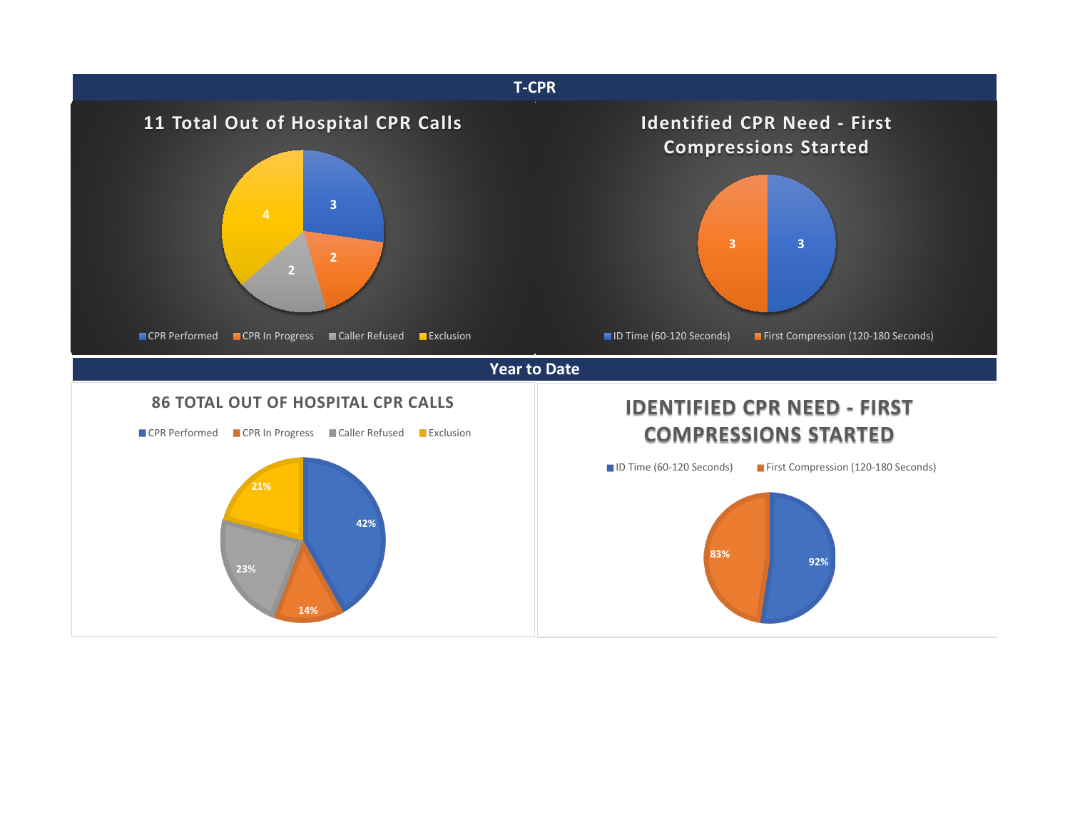## T-CPR

### 11 Total Out of Hospital CPR Calls

3
2
2
4

CPR Performed   CPR In Progress   Caller Refused   Exclusion

### Identified CPR Need - First Compressions Started

3
3

ID Time (60-120 Seconds)   First Compression (120-180 Seconds)

## Year to Date

### 86 TOTAL OUT OF HOSPITAL CPR CALLS

CPR Performed   CPR In Progress   Caller Refused   Exclusion

21%
42%
23%
14%

### IDENTIFIED CPR NEED - FIRST COMPRESSIONS STARTED

ID Time (60-120 Seconds)   First Compression (120-180 Seconds)

83%
92%